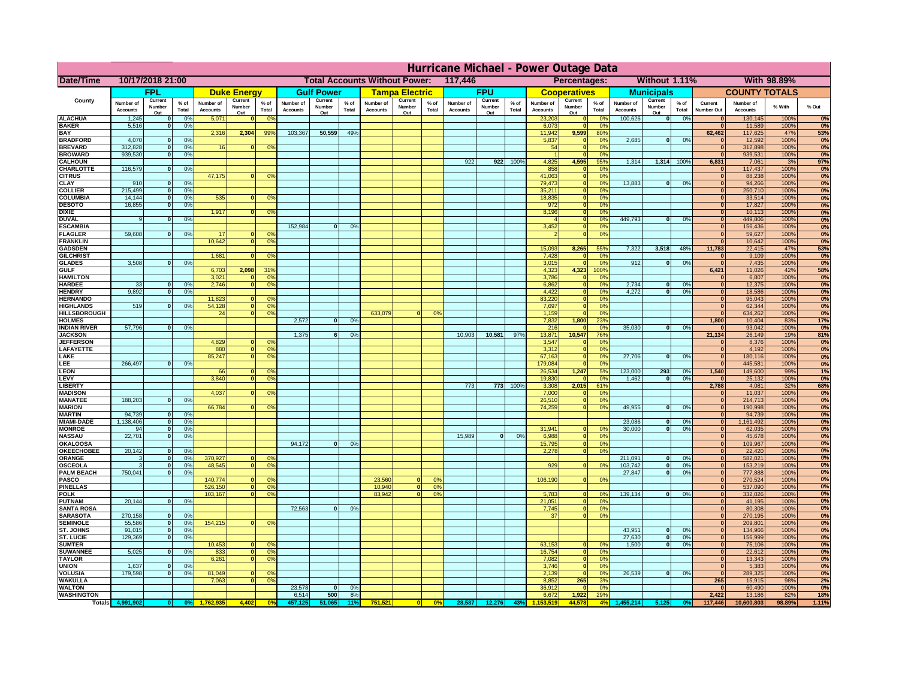# Hurricane Michael - Power Outage Data

| Date/Time | 10/17/2018 21:00 | Total Accounts Without Power: | 117,446 | Percentages: | Without 1.11% | With 98.89% |
|---|---|---|---|---|---|---|

| County | FPL | | | Duke Energy | | | Gulf Power | | | Tampa Electric | | | FPU | | | Cooperatives | | | Municipals | | | COUNTY TOTALS | | | |
|---|---|---|---|---|---|---|---|---|---|---|---|---|---|---|---|---|---|---|---|---|---|---|---|---|---|
| | Number of Accounts | Current Number Out | % of Total | Number of Accounts | Current Number Out | % of Total | Number of Accounts | Current Number Out | % of Total | Number of Accounts | Current Number Out | % of Total | Number of Accounts | Current Number Out | % of Total | Number of Accounts | Current Number Out | % of Total | Number of Accounts | Current Number Out | % of Total | Current Number Out | Number of Accounts | % With | % Out |
| ALACHUA | 1,245 | 0 | 0% | 5,071 | 0 | 0% | | | | | | | | | | 23,203 | 0 | 0% | 100,626 | 0 | 0% | 0 | 130,145 | 100% | 0% |
| BAKER | 5,516 | 0 | 0% | | | | | | | | | | | | | 6,073 | 0 | 0% | | | | 0 | 11,589 | 100% | 0% |
| BAY | | | | 2,316 | 2,304 | 99% | 103,367 | 50,559 | 49% | | | | | | | 11,942 | 9,599 | 80% | | | | 62,462 | 117,625 | 47% | 53% |
| BRADFORD | 4,070 | 0 | 0% | | | | | | | | | | | | | 5,837 | 0 | 0% | 2,685 | 0 | 0% | 0 | 12,592 | 100% | 0% |
| BREVARD | 312,828 | 0 | 0% | 16 | 0 | 0% | | | | | | | | | | 54 | 0 | 0% | | | | 0 | 312,898 | 100% | 0% |
| BROWARD | 939,530 | 0 | 0% | | | | | | | | | | | | | 1 | 0 | 0% | | | | 0 | 939,531 | 100% | 0% |
| CALHOUN | | | | | | | | | | | | | 922 | 922 | 100% | 4,825 | 4,595 | 95% | 1,314 | 1,314 | 100% | 6,831 | 7,061 | 3% | 97% |
| CHARLOTTE | 116,579 | 0 | 0% | | | | | | | | | | | | | 858 | 0 | 0% | | | | 0 | 117,437 | 100% | 0% |
| CITRUS | | | | 47,175 | 0 | 0% | | | | | | | | | | 41,063 | 0 | 0% | | | | 0 | 88,238 | 100% | 0% |
| CLAY | 910 | 0 | 0% | | | | | | | | | | | | | 79,473 | 0 | 0% | 13,883 | 0 | 0% | 0 | 94,266 | 100% | 0% |
| COLLIER | 215,499 | 0 | 0% | | | | | | | | | | | | | 35,211 | 0 | 0% | | | | 0 | 250,710 | 100% | 0% |
| COLUMBIA | 14,144 | 0 | 0% | 535 | 0 | 0% | | | | | | | | | | 18,835 | 0 | 0% | | | | 0 | 33,514 | 100% | 0% |
| DESOTO | 16,855 | 0 | 0% | | | | | | | | | | | | | 972 | 0 | 0% | | | | 0 | 17,827 | 100% | 0% |
| DIXIE | | | | 1,917 | 0 | 0% | | | | | | | | | | 8,196 | 0 | 0% | | | | 0 | 10,113 | 100% | 0% |
| DUVAL | 9 | 0 | 0% | | | | | | | | | | | | | 4 | 0 | 0% | 449,793 | 0 | 0% | 0 | 449,806 | 100% | 0% |
| ESCAMBIA | | | | | | | 152,984 | 0 | 0% | | | | | | | 3,452 | 0 | 0% | | | | 0 | 156,436 | 100% | 0% |
| FLAGLER | 59,608 | 0 | 0% | 17 | 0 | 0% | | | | | | | | | | 2 | 0 | 0% | | | | 0 | 59,627 | 100% | 0% |
| FRANKLIN | | | | 10,642 | 0 | 0% | | | | | | | | | | | | | | | | 0 | 10,642 | 100% | 0% |
| GADSDEN | | | | | | | | | | | | | | | | 15,093 | 8,265 | 55% | 7,322 | 3,518 | 48% | 11,783 | 22,415 | 47% | 53% |
| GILCHRIST | | | | 1,681 | 0 | 0% | | | | | | | | | | 7,428 | 0 | 0% | | | | 0 | 9,109 | 100% | 0% |
| GLADES | 3,508 | 0 | 0% | | | | | | | | | | | | | 3,015 | 0 | 0% | 912 | 0 | 0% | 0 | 7,435 | 100% | 0% |
| GULF | | | | 6,703 | 2,098 | 31% | | | | | | | | | | 4,323 | 4,323 | 100% | | | | 6,421 | 11,026 | 42% | 58% |
| HAMILTON | | | | 3,021 | 0 | 0% | | | | | | | | | | 3,786 | 0 | 0% | | | | 0 | 6,807 | 100% | 0% |
| HARDEE | 33 | 0 | 0% | 2,746 | 0 | 0% | | | | | | | | | | 6,862 | 0 | 0% | 2,734 | 0 | 0% | 0 | 12,375 | 100% | 0% |
| HENDRY | 9,892 | 0 | 0% | | | | | | | | | | | | | 4,422 | 0 | 0% | 4,272 | 0 | 0% | 0 | 18,586 | 100% | 0% |
| HERNANDO | | | | 11,823 | 0 | 0% | | | | | | | | | | 83,220 | 0 | 0% | | | | 0 | 95,043 | 100% | 0% |
| HIGHLANDS | 519 | 0 | 0% | 54,128 | 0 | 0% | | | | | | | | | | 7,697 | 0 | 0% | | | | 0 | 62,344 | 100% | 0% |
| HILLSBOROUGH | | | | 24 | 0 | 0% | | | | 633,079 | 0 | 0% | | | | 1,159 | 0 | 0% | | | | 0 | 634,262 | 100% | 0% |
| HOLMES | | | | | | | 2,572 | 0 | 0% | | | | | | | 7,832 | 1,800 | 23% | | | | 1,800 | 10,404 | 83% | 17% |
| INDIAN RIVER | 57,796 | 0 | 0% | | | | | | | | | | | | | 216 | 0 | 0% | 35,030 | 0 | 0% | 0 | 93,042 | 100% | 0% |
| JACKSON | | | | | | | 1,375 | 6 | 0% | | | | 10,903 | 10,581 | 97% | 13,871 | 10,547 | 76% | | | | 21,134 | 26,149 | 19% | 81% |
| JEFFERSON | | | | 4,829 | 0 | 0% | | | | | | | | | | 3,547 | 0 | 0% | | | | 0 | 8,376 | 100% | 0% |
| LAFAYETTE | | | | 880 | 0 | 0% | | | | | | | | | | 3,312 | 0 | 0% | | | | 0 | 4,192 | 100% | 0% |
| LAKE | | | | 85,247 | 0 | 0% | | | | | | | | | | 67,163 | 0 | 0% | 27,706 | 0 | 0% | 0 | 180,116 | 100% | 0% |
| LEE | 266,497 | 0 | 0% | | | | | | | | | | | | | 179,084 | 0 | 0% | | | | 0 | 445,581 | 100% | 0% |
| LEON | | | | 66 | 0 | 0% | | | | | | | | | | 26,534 | 1,247 | 5% | 123,000 | 293 | 0% | 1,540 | 149,600 | 99% | 1% |
| LEVY | | | | 3,840 | 0 | 0% | | | | | | | | | | 19,830 | 0 | 0% | 1,462 | 0 | 0% | 0 | 25,132 | 100% | 0% |
| LIBERTY | | | | | | | | | | | | | 773 | 773 | 100% | 3,308 | 2,015 | 61% | | | | 2,788 | 4,081 | 32% | 68% |
| MADISON | | | | 4,037 | 0 | 0% | | | | | | | | | | 7,000 | 0 | 0% | | | | 0 | 11,037 | 100% | 0% |
| MANATEE | 188,203 | 0 | 0% | | | | | | | | | | | | | 26,510 | 0 | 0% | | | | 0 | 214,713 | 100% | 0% |
| MARION | | | | 66,784 | 0 | 0% | | | | | | | | | | 74,259 | 0 | 0% | 49,955 | 0 | 0% | 0 | 190,998 | 100% | 0% |
| MARTIN | 94,739 | 0 | 0% | | | | | | | | | | | | | | | | | | | 0 | 94,739 | 100% | 0% |
| MIAMI-DADE | 1,138,406 | 0 | 0% | | | | | | | | | | | | | | | | 23,086 | 0 | 0% | 0 | 1,161,492 | 100% | 0% |
| MONROE | 94 | 0 | 0% | | | | | | | | | | | | | 31,941 | 0 | 0% | 30,000 | 0 | 0% | 0 | 62,035 | 100% | 0% |
| NASSAU | 22,701 | 0 | 0% | | | | | | | | | | 15,989 | 0 | 0% | 6,988 | 0 | 0% | | | | 0 | 45,678 | 100% | 0% |
| OKALOOSA | | | | | | | 94,172 | 0 | 0% | | | | | | | 15,795 | 0 | 0% | | | | 0 | 109,967 | 100% | 0% |
| OKEECHOBEE | 20,142 | 0 | 0% | | | | | | | | | | | | | 2,278 | 0 | 0% | | | | 0 | 22,420 | 100% | 0% |
| ORANGE | 3 | 0 | 0% | 370,927 | 0 | 0% | | | | | | | | | | | | | 211,091 | 0 | 0% | 0 | 582,021 | 100% | 0% |
| OSCEOLA | 3 | 0 | 0% | 48,545 | 0 | 0% | | | | | | | | | | 929 | 0 | 0% | 103,742 | 0 | 0% | 0 | 153,219 | 100% | 0% |
| PALM BEACH | 750,041 | 0 | 0% | | | | | | | | | | | | | | | | 27,847 | 0 | 0% | 0 | 777,888 | 100% | 0% |
| PASCO | | | | 140,774 | 0 | 0% | | | | 23,560 | 0 | 0% | | | | 106,190 | 0 | 0% | | | | 0 | 270,524 | 100% | 0% |
| PINELLAS | | | | 526,150 | 0 | 0% | | | | 10,940 | 0 | 0% | | | | | | | | | | 0 | 537,090 | 100% | 0% |
| POLK | | | | 103,167 | 0 | 0% | | | | 83,942 | 0 | 0% | | | | 5,783 | 0 | 0% | 139,134 | 0 | 0% | 0 | 332,026 | 100% | 0% |
| PUTNAM | 20,144 | 0 | 0% | | | | | | | | | | | | | 21,051 | 0 | 0% | | | | 0 | 41,195 | 100% | 0% |
| SANTA ROSA | | | | | | | 72,563 | 0 | 0% | | | | | | | 7,745 | 0 | 0% | | | | 0 | 80,308 | 100% | 0% |
| SARASOTA | 270,158 | 0 | 0% | | | | | | | | | | | | | 37 | 0 | 0% | | | | 0 | 270,195 | 100% | 0% |
| SEMINOLE | 55,586 | 0 | 0% | 154,215 | 0 | 0% | | | | | | | | | | | | | | | | 0 | 209,801 | 100% | 0% |
| ST. JOHNS | 91,015 | 0 | 0% | | | | | | | | | | | | | | | | 43,951 | 0 | 0% | 0 | 134,966 | 100% | 0% |
| ST. LUCIE | 129,369 | 0 | 0% | | | | | | | | | | | | | | | | 27,630 | 0 | 0% | 0 | 156,999 | 100% | 0% |
| SUMTER | | | | 10,453 | 0 | 0% | | | | | | | | | | 63,153 | 0 | 0% | 1,500 | 0 | 0% | 0 | 75,106 | 100% | 0% |
| SUWANNEE | 5,025 | 0 | 0% | 833 | 0 | 0% | | | | | | | | | | 16,754 | 0 | 0% | | | | 0 | 22,612 | 100% | 0% |
| TAYLOR | | | | 6,261 | 0 | 0% | | | | | | | | | | 7,082 | 0 | 0% | | | | 0 | 13,343 | 100% | 0% |
| UNION | 1,637 | 0 | 0% | | | | | | | | | | | | | 3,746 | 0 | 0% | | | | 0 | 5,383 | 100% | 0% |
| VOLUSIA | 179,598 | 0 | 0% | 81,049 | 0 | 0% | | | | | | | | | | 2,139 | 0 | 0% | 26,539 | 0 | 0% | 0 | 289,325 | 100% | 0% |
| WAKULLA | | | | 7,063 | 0 | 0% | | | | | | | | | | 8,852 | 265 | 3% | | | | 265 | 15,915 | 98% | 2% |
| WALTON | | | | | | | 23,578 | 0 | 0% | | | | | | | 36,912 | 0 | 0% | | | | 0 | 60,490 | 100% | 0% |
| WASHINGTON | | | | | | | 6,514 | 500 | 8% | | | | | | | 6,672 | 1,922 | 29% | | | | 2,422 | 13,186 | 82% | 18% |
| Totals | 4,991,902 | 0 | 0% | 1,762,935 | 4,402 | 0% | 457,125 | 51,065 | 11% | 751,521 | 0 | 0% | 28,587 | 12,276 | 43% | 1,153,519 | 44,578 | 4% | 1,455,214 | 5,125 | 0% | 117,446 | 10,600,803 | 98.89% | 1.11% |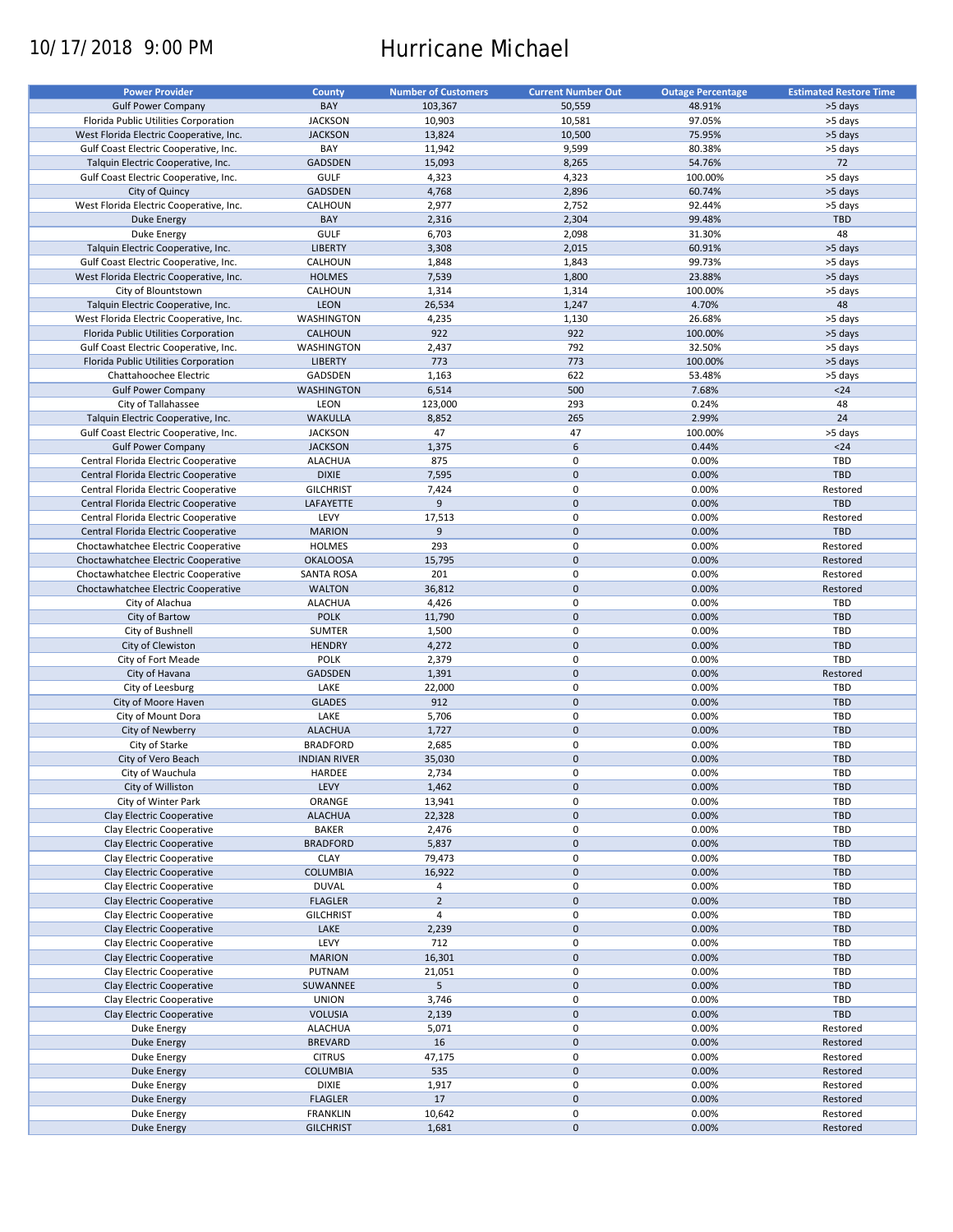10/17/2018 9:00 PM

# Hurricane Michael

| Power Provider | County | Number of Customers | Current Number Out | Outage Percentage | Estimated Restore Time |
|---|---|---|---|---|---|
| Gulf Power Company | BAY | 103,367 | 50,559 | 48.91% | >5 days |
| Florida Public Utilities Corporation | JACKSON | 10,903 | 10,581 | 97.05% | >5 days |
| West Florida Electric Cooperative, Inc. | JACKSON | 13,824 | 10,500 | 75.95% | >5 days |
| Gulf Coast Electric Cooperative, Inc. | BAY | 11,942 | 9,599 | 80.38% | >5 days |
| Talquin Electric Cooperative, Inc. | GADSDEN | 15,093 | 8,265 | 54.76% | 72 |
| Gulf Coast Electric Cooperative, Inc. | GULF | 4,323 | 4,323 | 100.00% | >5 days |
| City of Quincy | GADSDEN | 4,768 | 2,896 | 60.74% | >5 days |
| West Florida Electric Cooperative, Inc. | CALHOUN | 2,977 | 2,752 | 92.44% | >5 days |
| Duke Energy | BAY | 2,316 | 2,304 | 99.48% | TBD |
| Duke Energy | GULF | 6,703 | 2,098 | 31.30% | 48 |
| Talquin Electric Cooperative, Inc. | LIBERTY | 3,308 | 2,015 | 60.91% | >5 days |
| Gulf Coast Electric Cooperative, Inc. | CALHOUN | 1,848 | 1,843 | 99.73% | >5 days |
| West Florida Electric Cooperative, Inc. | HOLMES | 7,539 | 1,800 | 23.88% | >5 days |
| City of Blountstown | CALHOUN | 1,314 | 1,314 | 100.00% | >5 days |
| Talquin Electric Cooperative, Inc. | LEON | 26,534 | 1,247 | 4.70% | 48 |
| West Florida Electric Cooperative, Inc. | WASHINGTON | 4,235 | 1,130 | 26.68% | >5 days |
| Florida Public Utilities Corporation | CALHOUN | 922 | 922 | 100.00% | >5 days |
| Gulf Coast Electric Cooperative, Inc. | WASHINGTON | 2,437 | 792 | 32.50% | >5 days |
| Florida Public Utilities Corporation | LIBERTY | 773 | 773 | 100.00% | >5 days |
| Chattahoochee Electric | GADSDEN | 1,163 | 622 | 53.48% | >5 days |
| Gulf Power Company | WASHINGTON | 6,514 | 500 | 7.68% | <24 |
| City of Tallahassee | LEON | 123,000 | 293 | 0.24% | 48 |
| Talquin Electric Cooperative, Inc. | WAKULLA | 8,852 | 265 | 2.99% | 24 |
| Gulf Coast Electric Cooperative, Inc. | JACKSON | 47 | 47 | 100.00% | >5 days |
| Gulf Power Company | JACKSON | 1,375 | 6 | 0.44% | <24 |
| Central Florida Electric Cooperative | ALACHUA | 875 | 0 | 0.00% | TBD |
| Central Florida Electric Cooperative | DIXIE | 7,595 | 0 | 0.00% | TBD |
| Central Florida Electric Cooperative | GILCHRIST | 7,424 | 0 | 0.00% | Restored |
| Central Florida Electric Cooperative | LAFAYETTE | 9 | 0 | 0.00% | TBD |
| Central Florida Electric Cooperative | LEVY | 17,513 | 0 | 0.00% | Restored |
| Central Florida Electric Cooperative | MARION | 9 | 0 | 0.00% | TBD |
| Choctawhatchee Electric Cooperative | HOLMES | 293 | 0 | 0.00% | Restored |
| Choctawhatchee Electric Cooperative | OKALOOSA | 15,795 | 0 | 0.00% | Restored |
| Choctawhatchee Electric Cooperative | SANTA ROSA | 201 | 0 | 0.00% | Restored |
| Choctawhatchee Electric Cooperative | WALTON | 36,812 | 0 | 0.00% | Restored |
| City of Alachua | ALACHUA | 4,426 | 0 | 0.00% | TBD |
| City of Bartow | POLK | 11,790 | 0 | 0.00% | TBD |
| City of Bushnell | SUMTER | 1,500 | 0 | 0.00% | TBD |
| City of Clewiston | HENDRY | 4,272 | 0 | 0.00% | TBD |
| City of Fort Meade | POLK | 2,379 | 0 | 0.00% | TBD |
| City of Havana | GADSDEN | 1,391 | 0 | 0.00% | Restored |
| City of Leesburg | LAKE | 22,000 | 0 | 0.00% | TBD |
| City of Moore Haven | GLADES | 912 | 0 | 0.00% | TBD |
| City of Mount Dora | LAKE | 5,706 | 0 | 0.00% | TBD |
| City of Newberry | ALACHUA | 1,727 | 0 | 0.00% | TBD |
| City of Starke | BRADFORD | 2,685 | 0 | 0.00% | TBD |
| City of Vero Beach | INDIAN RIVER | 35,030 | 0 | 0.00% | TBD |
| City of Wauchula | HARDEE | 2,734 | 0 | 0.00% | TBD |
| City of Williston | LEVY | 1,462 | 0 | 0.00% | TBD |
| City of Winter Park | ORANGE | 13,941 | 0 | 0.00% | TBD |
| Clay Electric Cooperative | ALACHUA | 22,328 | 0 | 0.00% | TBD |
| Clay Electric Cooperative | BAKER | 2,476 | 0 | 0.00% | TBD |
| Clay Electric Cooperative | BRADFORD | 5,837 | 0 | 0.00% | TBD |
| Clay Electric Cooperative | CLAY | 79,473 | 0 | 0.00% | TBD |
| Clay Electric Cooperative | COLUMBIA | 16,922 | 0 | 0.00% | TBD |
| Clay Electric Cooperative | DUVAL | 4 | 0 | 0.00% | TBD |
| Clay Electric Cooperative | FLAGLER | 2 | 0 | 0.00% | TBD |
| Clay Electric Cooperative | GILCHRIST | 4 | 0 | 0.00% | TBD |
| Clay Electric Cooperative | LAKE | 2,239 | 0 | 0.00% | TBD |
| Clay Electric Cooperative | LEVY | 712 | 0 | 0.00% | TBD |
| Clay Electric Cooperative | MARION | 16,301 | 0 | 0.00% | TBD |
| Clay Electric Cooperative | PUTNAM | 21,051 | 0 | 0.00% | TBD |
| Clay Electric Cooperative | SUWANNEE | 5 | 0 | 0.00% | TBD |
| Clay Electric Cooperative | UNION | 3,746 | 0 | 0.00% | TBD |
| Clay Electric Cooperative | VOLUSIA | 2,139 | 0 | 0.00% | TBD |
| Duke Energy | ALACHUA | 5,071 | 0 | 0.00% | Restored |
| Duke Energy | BREVARD | 16 | 0 | 0.00% | Restored |
| Duke Energy | CITRUS | 47,175 | 0 | 0.00% | Restored |
| Duke Energy | COLUMBIA | 535 | 0 | 0.00% | Restored |
| Duke Energy | DIXIE | 1,917 | 0 | 0.00% | Restored |
| Duke Energy | FLAGLER | 17 | 0 | 0.00% | Restored |
| Duke Energy | FRANKLIN | 10,642 | 0 | 0.00% | Restored |
| Duke Energy | GILCHRIST | 1,681 | 0 | 0.00% | Restored |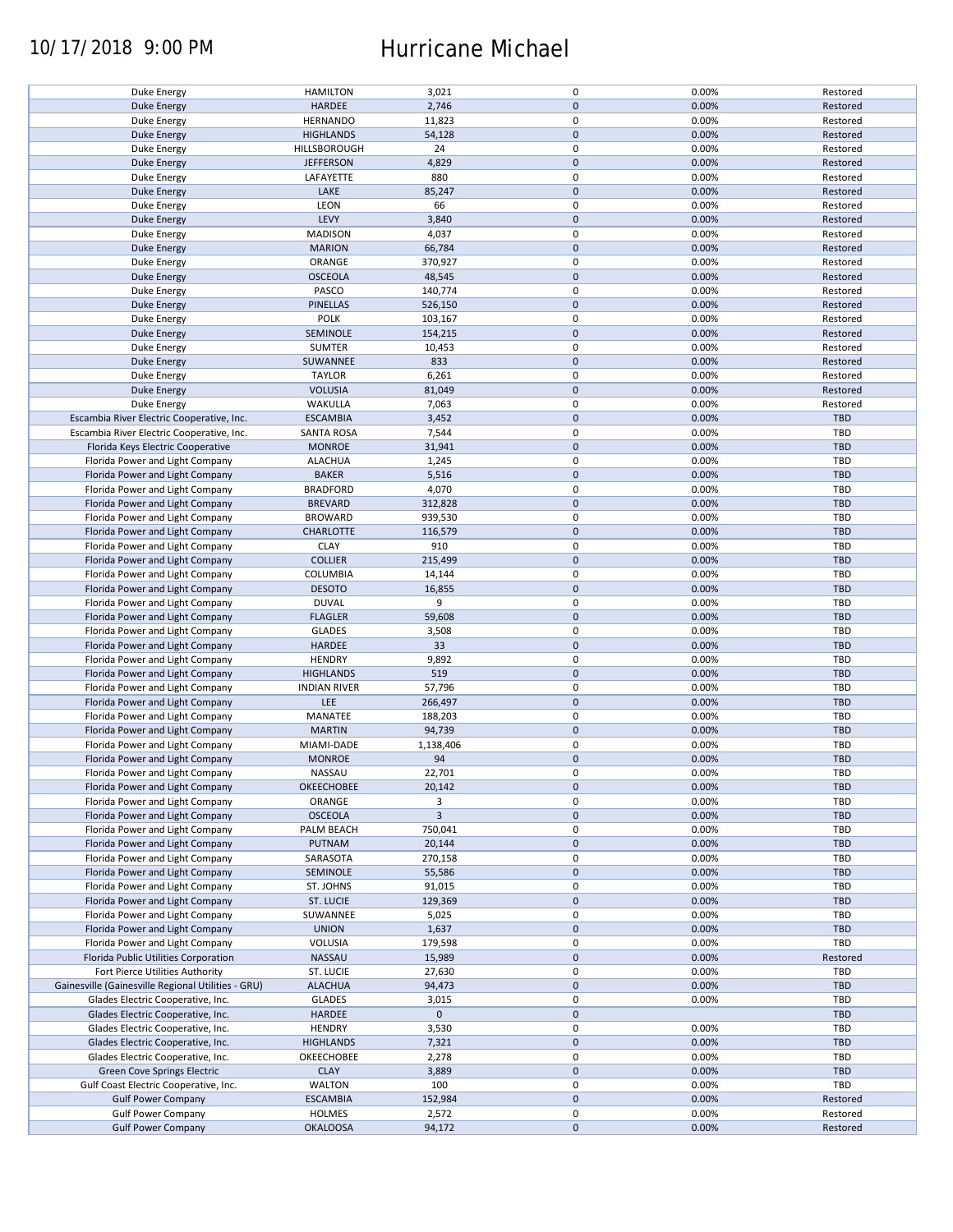| | | | | | |
|---|---|---|---|---|---|
| Duke Energy | HAMILTON | 3,021 | 0 | 0.00% | Restored |
| Duke Energy | HARDEE | 2,746 | 0 | 0.00% | Restored |
| Duke Energy | HERNANDO | 11,823 | 0 | 0.00% | Restored |
| Duke Energy | HIGHLANDS | 54,128 | 0 | 0.00% | Restored |
| Duke Energy | HILLSBOROUGH | 24 | 0 | 0.00% | Restored |
| Duke Energy | JEFFERSON | 4,829 | 0 | 0.00% | Restored |
| Duke Energy | LAFAYETTE | 880 | 0 | 0.00% | Restored |
| Duke Energy | LAKE | 85,247 | 0 | 0.00% | Restored |
| Duke Energy | LEON | 66 | 0 | 0.00% | Restored |
| Duke Energy | LEVY | 3,840 | 0 | 0.00% | Restored |
| Duke Energy | MADISON | 4,037 | 0 | 0.00% | Restored |
| Duke Energy | MARION | 66,784 | 0 | 0.00% | Restored |
| Duke Energy | ORANGE | 370,927 | 0 | 0.00% | Restored |
| Duke Energy | OSCEOLA | 48,545 | 0 | 0.00% | Restored |
| Duke Energy | PASCO | 140,774 | 0 | 0.00% | Restored |
| Duke Energy | PINELLAS | 526,150 | 0 | 0.00% | Restored |
| Duke Energy | POLK | 103,167 | 0 | 0.00% | Restored |
| Duke Energy | SEMINOLE | 154,215 | 0 | 0.00% | Restored |
| Duke Energy | SUMTER | 10,453 | 0 | 0.00% | Restored |
| Duke Energy | SUWANNEE | 833 | 0 | 0.00% | Restored |
| Duke Energy | TAYLOR | 6,261 | 0 | 0.00% | Restored |
| Duke Energy | VOLUSIA | 81,049 | 0 | 0.00% | Restored |
| Duke Energy | WAKULLA | 7,063 | 0 | 0.00% | Restored |
| Escambia River Electric Cooperative, Inc. | ESCAMBIA | 3,452 | 0 | 0.00% | TBD |
| Escambia River Electric Cooperative, Inc. | SANTA ROSA | 7,544 | 0 | 0.00% | TBD |
| Florida Keys Electric Cooperative | MONROE | 31,941 | 0 | 0.00% | TBD |
| Florida Power and Light Company | ALACHUA | 1,245 | 0 | 0.00% | TBD |
| Florida Power and Light Company | BAKER | 5,516 | 0 | 0.00% | TBD |
| Florida Power and Light Company | BRADFORD | 4,070 | 0 | 0.00% | TBD |
| Florida Power and Light Company | BREVARD | 312,828 | 0 | 0.00% | TBD |
| Florida Power and Light Company | BROWARD | 939,530 | 0 | 0.00% | TBD |
| Florida Power and Light Company | CHARLOTTE | 116,579 | 0 | 0.00% | TBD |
| Florida Power and Light Company | CLAY | 910 | 0 | 0.00% | TBD |
| Florida Power and Light Company | COLLIER | 215,499 | 0 | 0.00% | TBD |
| Florida Power and Light Company | COLUMBIA | 14,144 | 0 | 0.00% | TBD |
| Florida Power and Light Company | DESOTO | 16,855 | 0 | 0.00% | TBD |
| Florida Power and Light Company | DUVAL | 9 | 0 | 0.00% | TBD |
| Florida Power and Light Company | FLAGLER | 59,608 | 0 | 0.00% | TBD |
| Florida Power and Light Company | GLADES | 3,508 | 0 | 0.00% | TBD |
| Florida Power and Light Company | HARDEE | 33 | 0 | 0.00% | TBD |
| Florida Power and Light Company | HENDRY | 9,892 | 0 | 0.00% | TBD |
| Florida Power and Light Company | HIGHLANDS | 519 | 0 | 0.00% | TBD |
| Florida Power and Light Company | INDIAN RIVER | 57,796 | 0 | 0.00% | TBD |
| Florida Power and Light Company | LEE | 266,497 | 0 | 0.00% | TBD |
| Florida Power and Light Company | MANATEE | 188,203 | 0 | 0.00% | TBD |
| Florida Power and Light Company | MARTIN | 94,739 | 0 | 0.00% | TBD |
| Florida Power and Light Company | MIAMI-DADE | 1,138,406 | 0 | 0.00% | TBD |
| Florida Power and Light Company | MONROE | 94 | 0 | 0.00% | TBD |
| Florida Power and Light Company | NASSAU | 22,701 | 0 | 0.00% | TBD |
| Florida Power and Light Company | OKEECHOBEE | 20,142 | 0 | 0.00% | TBD |
| Florida Power and Light Company | ORANGE | 3 | 0 | 0.00% | TBD |
| Florida Power and Light Company | OSCEOLA | 3 | 0 | 0.00% | TBD |
| Florida Power and Light Company | PALM BEACH | 750,041 | 0 | 0.00% | TBD |
| Florida Power and Light Company | PUTNAM | 20,144 | 0 | 0.00% | TBD |
| Florida Power and Light Company | SARASOTA | 270,158 | 0 | 0.00% | TBD |
| Florida Power and Light Company | SEMINOLE | 55,586 | 0 | 0.00% | TBD |
| Florida Power and Light Company | ST. JOHNS | 91,015 | 0 | 0.00% | TBD |
| Florida Power and Light Company | ST. LUCIE | 129,369 | 0 | 0.00% | TBD |
| Florida Power and Light Company | SUWANNEE | 5,025 | 0 | 0.00% | TBD |
| Florida Power and Light Company | UNION | 1,637 | 0 | 0.00% | TBD |
| Florida Power and Light Company | VOLUSIA | 179,598 | 0 | 0.00% | TBD |
| Florida Public Utilities Corporation | NASSAU | 15,989 | 0 | 0.00% | Restored |
| Fort Pierce Utilities Authority | ST. LUCIE | 27,630 | 0 | 0.00% | TBD |
| Gainesville (Gainesville Regional Utilities - GRU) | ALACHUA | 94,473 | 0 | 0.00% | TBD |
| Glades Electric Cooperative, Inc. | GLADES | 3,015 | 0 | 0.00% | TBD |
| Glades Electric Cooperative, Inc. | HARDEE | 0 | 0 | | TBD |
| Glades Electric Cooperative, Inc. | HENDRY | 3,530 | 0 | 0.00% | TBD |
| Glades Electric Cooperative, Inc. | HIGHLANDS | 7,321 | 0 | 0.00% | TBD |
| Glades Electric Cooperative, Inc. | OKEECHOBEE | 2,278 | 0 | 0.00% | TBD |
| Green Cove Springs Electric | CLAY | 3,889 | 0 | 0.00% | TBD |
| Gulf Coast Electric Cooperative, Inc. | WALTON | 100 | 0 | 0.00% | TBD |
| Gulf Power Company | ESCAMBIA | 152,984 | 0 | 0.00% | Restored |
| Gulf Power Company | HOLMES | 2,572 | 0 | 0.00% | Restored |
| Gulf Power Company | OKALOOSA | 94,172 | 0 | 0.00% | Restored |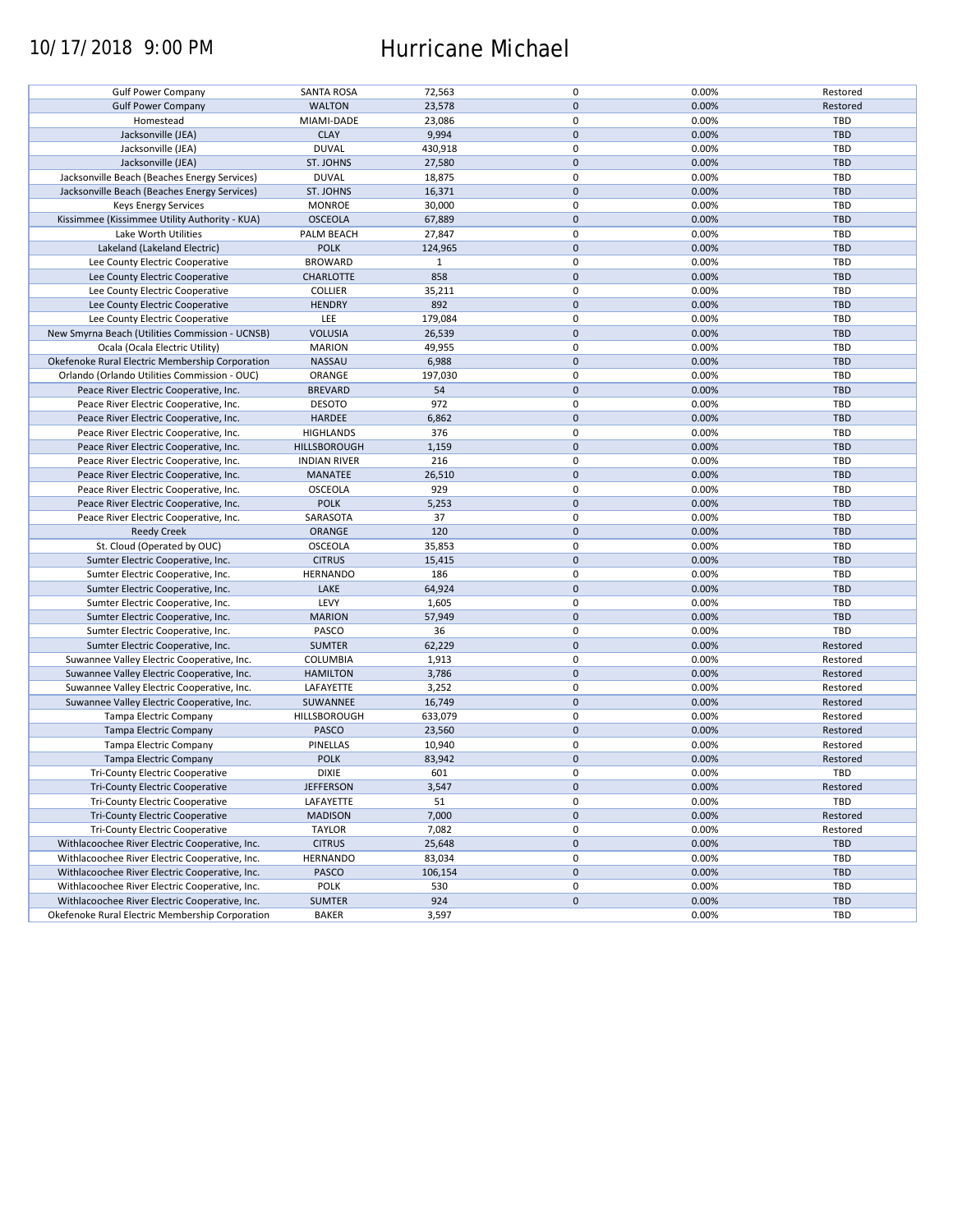10/17/2018 9:00 PM

# Hurricane Michael

| | | | | | |
|---|---|---|---|---|---|
| Gulf Power Company | SANTA ROSA | 72,563 | 0 | 0.00% | Restored |
| Gulf Power Company | WALTON | 23,578 | 0 | 0.00% | Restored |
| Homestead | MIAMI-DADE | 23,086 | 0 | 0.00% | TBD |
| Jacksonville (JEA) | CLAY | 9,994 | 0 | 0.00% | TBD |
| Jacksonville (JEA) | DUVAL | 430,918 | 0 | 0.00% | TBD |
| Jacksonville (JEA) | ST. JOHNS | 27,580 | 0 | 0.00% | TBD |
| Jacksonville Beach (Beaches Energy Services) | DUVAL | 18,875 | 0 | 0.00% | TBD |
| Jacksonville Beach (Beaches Energy Services) | ST. JOHNS | 16,371 | 0 | 0.00% | TBD |
| Keys Energy Services | MONROE | 30,000 | 0 | 0.00% | TBD |
| Kissimmee (Kissimmee Utility Authority - KUA) | OSCEOLA | 67,889 | 0 | 0.00% | TBD |
| Lake Worth Utilities | PALM BEACH | 27,847 | 0 | 0.00% | TBD |
| Lakeland (Lakeland Electric) | POLK | 124,965 | 0 | 0.00% | TBD |
| Lee County Electric Cooperative | BROWARD | 1 | 0 | 0.00% | TBD |
| Lee County Electric Cooperative | CHARLOTTE | 858 | 0 | 0.00% | TBD |
| Lee County Electric Cooperative | COLLIER | 35,211 | 0 | 0.00% | TBD |
| Lee County Electric Cooperative | HENDRY | 892 | 0 | 0.00% | TBD |
| Lee County Electric Cooperative | LEE | 179,084 | 0 | 0.00% | TBD |
| New Smyrna Beach (Utilities Commission - UCNSB) | VOLUSIA | 26,539 | 0 | 0.00% | TBD |
| Ocala (Ocala Electric Utility) | MARION | 49,955 | 0 | 0.00% | TBD |
| Okefenoke Rural Electric Membership Corporation | NASSAU | 6,988 | 0 | 0.00% | TBD |
| Orlando (Orlando Utilities Commission - OUC) | ORANGE | 197,030 | 0 | 0.00% | TBD |
| Peace River Electric Cooperative, Inc. | BREVARD | 54 | 0 | 0.00% | TBD |
| Peace River Electric Cooperative, Inc. | DESOTO | 972 | 0 | 0.00% | TBD |
| Peace River Electric Cooperative, Inc. | HARDEE | 6,862 | 0 | 0.00% | TBD |
| Peace River Electric Cooperative, Inc. | HIGHLANDS | 376 | 0 | 0.00% | TBD |
| Peace River Electric Cooperative, Inc. | HILLSBOROUGH | 1,159 | 0 | 0.00% | TBD |
| Peace River Electric Cooperative, Inc. | INDIAN RIVER | 216 | 0 | 0.00% | TBD |
| Peace River Electric Cooperative, Inc. | MANATEE | 26,510 | 0 | 0.00% | TBD |
| Peace River Electric Cooperative, Inc. | OSCEOLA | 929 | 0 | 0.00% | TBD |
| Peace River Electric Cooperative, Inc. | POLK | 5,253 | 0 | 0.00% | TBD |
| Peace River Electric Cooperative, Inc. | SARASOTA | 37 | 0 | 0.00% | TBD |
| Reedy Creek | ORANGE | 120 | 0 | 0.00% | TBD |
| St. Cloud (Operated by OUC) | OSCEOLA | 35,853 | 0 | 0.00% | TBD |
| Sumter Electric Cooperative, Inc. | CITRUS | 15,415 | 0 | 0.00% | TBD |
| Sumter Electric Cooperative, Inc. | HERNANDO | 186 | 0 | 0.00% | TBD |
| Sumter Electric Cooperative, Inc. | LAKE | 64,924 | 0 | 0.00% | TBD |
| Sumter Electric Cooperative, Inc. | LEVY | 1,605 | 0 | 0.00% | TBD |
| Sumter Electric Cooperative, Inc. | MARION | 57,949 | 0 | 0.00% | TBD |
| Sumter Electric Cooperative, Inc. | PASCO | 36 | 0 | 0.00% | TBD |
| Sumter Electric Cooperative, Inc. | SUMTER | 62,229 | 0 | 0.00% | Restored |
| Suwannee Valley Electric Cooperative, Inc. | COLUMBIA | 1,913 | 0 | 0.00% | Restored |
| Suwannee Valley Electric Cooperative, Inc. | HAMILTON | 3,786 | 0 | 0.00% | Restored |
| Suwannee Valley Electric Cooperative, Inc. | LAFAYETTE | 3,252 | 0 | 0.00% | Restored |
| Suwannee Valley Electric Cooperative, Inc. | SUWANNEE | 16,749 | 0 | 0.00% | Restored |
| Tampa Electric Company | HILLSBOROUGH | 633,079 | 0 | 0.00% | Restored |
| Tampa Electric Company | PASCO | 23,560 | 0 | 0.00% | Restored |
| Tampa Electric Company | PINELLAS | 10,940 | 0 | 0.00% | Restored |
| Tampa Electric Company | POLK | 83,942 | 0 | 0.00% | Restored |
| Tri-County Electric Cooperative | DIXIE | 601 | 0 | 0.00% | TBD |
| Tri-County Electric Cooperative | JEFFERSON | 3,547 | 0 | 0.00% | Restored |
| Tri-County Electric Cooperative | LAFAYETTE | 51 | 0 | 0.00% | TBD |
| Tri-County Electric Cooperative | MADISON | 7,000 | 0 | 0.00% | Restored |
| Tri-County Electric Cooperative | TAYLOR | 7,082 | 0 | 0.00% | Restored |
| Withlacoochee River Electric Cooperative, Inc. | CITRUS | 25,648 | 0 | 0.00% | TBD |
| Withlacoochee River Electric Cooperative, Inc. | HERNANDO | 83,034 | 0 | 0.00% | TBD |
| Withlacoochee River Electric Cooperative, Inc. | PASCO | 106,154 | 0 | 0.00% | TBD |
| Withlacoochee River Electric Cooperative, Inc. | POLK | 530 | 0 | 0.00% | TBD |
| Withlacoochee River Electric Cooperative, Inc. | SUMTER | 924 | 0 | 0.00% | TBD |
| Okefenoke Rural Electric Membership Corporation | BAKER | 3,597 | | 0.00% | TBD |